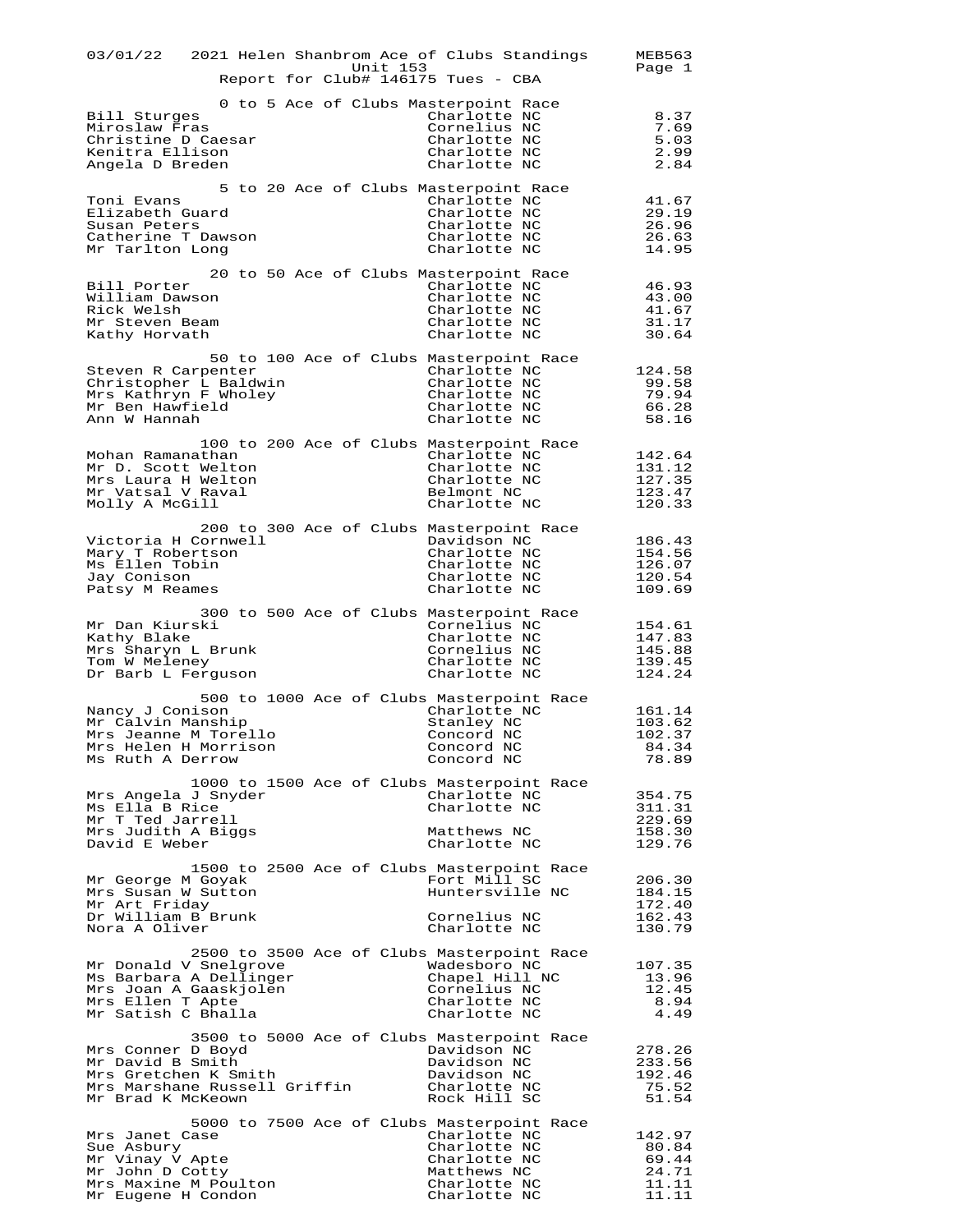03/01/22 2021 Helen Shanbrom Ace of Clubs Standings MEB563

Unit 153

Report for Club# 146175 Tues - CBA

## 0 to 5 Ace of Clubs Masterpoint Race

| Name | Location | Points |
|---|---|---|
| Bill Sturges | Charlotte NC | 8.37 |
| Miroslaw Fras | Cornelius NC | 7.69 |
| Christine D Caesar | Charlotte NC | 5.03 |
| Kenitra Ellison | Charlotte NC | 2.99 |
| Angela D Breden | Charlotte NC | 2.84 |

## 5 to 20 Ace of Clubs Masterpoint Race

| Name | Location | Points |
|---|---|---|
| Toni Evans | Charlotte NC | 41.67 |
| Elizabeth Guard | Charlotte NC | 29.19 |
| Susan Peters | Charlotte NC | 26.96 |
| Catherine T Dawson | Charlotte NC | 26.63 |
| Mr Tarlton Long | Charlotte NC | 14.95 |

## 20 to 50 Ace of Clubs Masterpoint Race

| Name | Location | Points |
|---|---|---|
| Bill Porter | Charlotte NC | 46.93 |
| William Dawson | Charlotte NC | 43.00 |
| Rick Welsh | Charlotte NC | 41.67 |
| Mr Steven Beam | Charlotte NC | 31.17 |
| Kathy Horvath | Charlotte NC | 30.64 |

## 50 to 100 Ace of Clubs Masterpoint Race

| Name | Location | Points |
|---|---|---|
| Steven R Carpenter | Charlotte NC | 124.58 |
| Christopher L Baldwin | Charlotte NC | 99.58 |
| Mrs Kathryn F Wholey | Charlotte NC | 79.94 |
| Mr Ben Hawfield | Charlotte NC | 66.28 |
| Ann W Hannah | Charlotte NC | 58.16 |

## 100 to 200 Ace of Clubs Masterpoint Race

| Name | Location | Points |
|---|---|---|
| Mohan Ramanathan | Charlotte NC | 142.64 |
| Mr D. Scott Welton | Charlotte NC | 131.12 |
| Mrs Laura H Welton | Charlotte NC | 127.35 |
| Mr Vatsal V Raval | Belmont NC | 123.47 |
| Molly A McGill | Charlotte NC | 120.33 |

## 200 to 300 Ace of Clubs Masterpoint Race

| Name | Location | Points |
|---|---|---|
| Victoria H Cornwell | Davidson NC | 186.43 |
| Mary T Robertson | Charlotte NC | 154.56 |
| Ms Ellen Tobin | Charlotte NC | 126.07 |
| Jay Conison | Charlotte NC | 120.54 |
| Patsy M Reames | Charlotte NC | 109.69 |

## 300 to 500 Ace of Clubs Masterpoint Race

| Name | Location | Points |
|---|---|---|
| Mr Dan Kiurski | Cornelius NC | 154.61 |
| Kathy Blake | Charlotte NC | 147.83 |
| Mrs Sharyn L Brunk | Cornelius NC | 145.88 |
| Tom W Meleney | Charlotte NC | 139.45 |
| Dr Barb L Ferguson | Charlotte NC | 124.24 |

## 500 to 1000 Ace of Clubs Masterpoint Race

| Name | Location | Points |
|---|---|---|
| Nancy J Conison | Charlotte NC | 161.14 |
| Mr Calvin Manship | Stanley NC | 103.62 |
| Mrs Jeanne M Torello | Concord NC | 102.37 |
| Mrs Helen H Morrison | Concord NC | 84.34 |
| Ms Ruth A Derrow | Concord NC | 78.89 |

## 1000 to 1500 Ace of Clubs Masterpoint Race

| Name | Location | Points |
|---|---|---|
| Mrs Angela J Snyder | Charlotte NC | 354.75 |
| Ms Ella B Rice | Charlotte NC | 311.31 |
| Mr T Ted Jarrell | | 229.69 |
| Mrs Judith A Biggs | Matthews NC | 158.30 |
| David E Weber | Charlotte NC | 129.76 |

## 1500 to 2500 Ace of Clubs Masterpoint Race

| Name | Location | Points |
|---|---|---|
| Mr George M Goyak | Fort Mill SC | 206.30 |
| Mrs Susan W Sutton | Huntersville NC | 184.15 |
| Mr Art Friday | | 172.40 |
| Dr William B Brunk | Cornelius NC | 162.43 |
| Nora A Oliver | Charlotte NC | 130.79 |

## 2500 to 3500 Ace of Clubs Masterpoint Race

| Name | Location | Points |
|---|---|---|
| Mr Donald V Snelgrove | Wadesboro NC | 107.35 |
| Ms Barbara A Dellinger | Chapel Hill NC | 13.96 |
| Mrs Joan A Gaaskjolen | Cornelius NC | 12.45 |
| Mrs Ellen T Apte | Charlotte NC | 8.94 |
| Mr Satish C Bhalla | Charlotte NC | 4.49 |

## 3500 to 5000 Ace of Clubs Masterpoint Race

| Name | Location | Points |
|---|---|---|
| Mrs Conner D Boyd | Davidson NC | 278.26 |
| Mr David B Smith | Davidson NC | 233.56 |
| Mrs Gretchen K Smith | Davidson NC | 192.46 |
| Mrs Marshane Russell Griffin | Charlotte NC | 75.52 |
| Mr Brad K McKeown | Rock Hill SC | 51.54 |

## 5000 to 7500 Ace of Clubs Masterpoint Race

| Name | Location | Points |
|---|---|---|
| Mrs Janet Case | Charlotte NC | 142.97 |
| Sue Asbury | Charlotte NC | 80.84 |
| Mr Vinay V Apte | Charlotte NC | 69.44 |
| Mr John D Cotty | Matthews NC | 24.71 |
| Mrs Maxine M Poulton | Charlotte NC | 11.11 |
| Mr Eugene H Condon | Charlotte NC | 11.11 |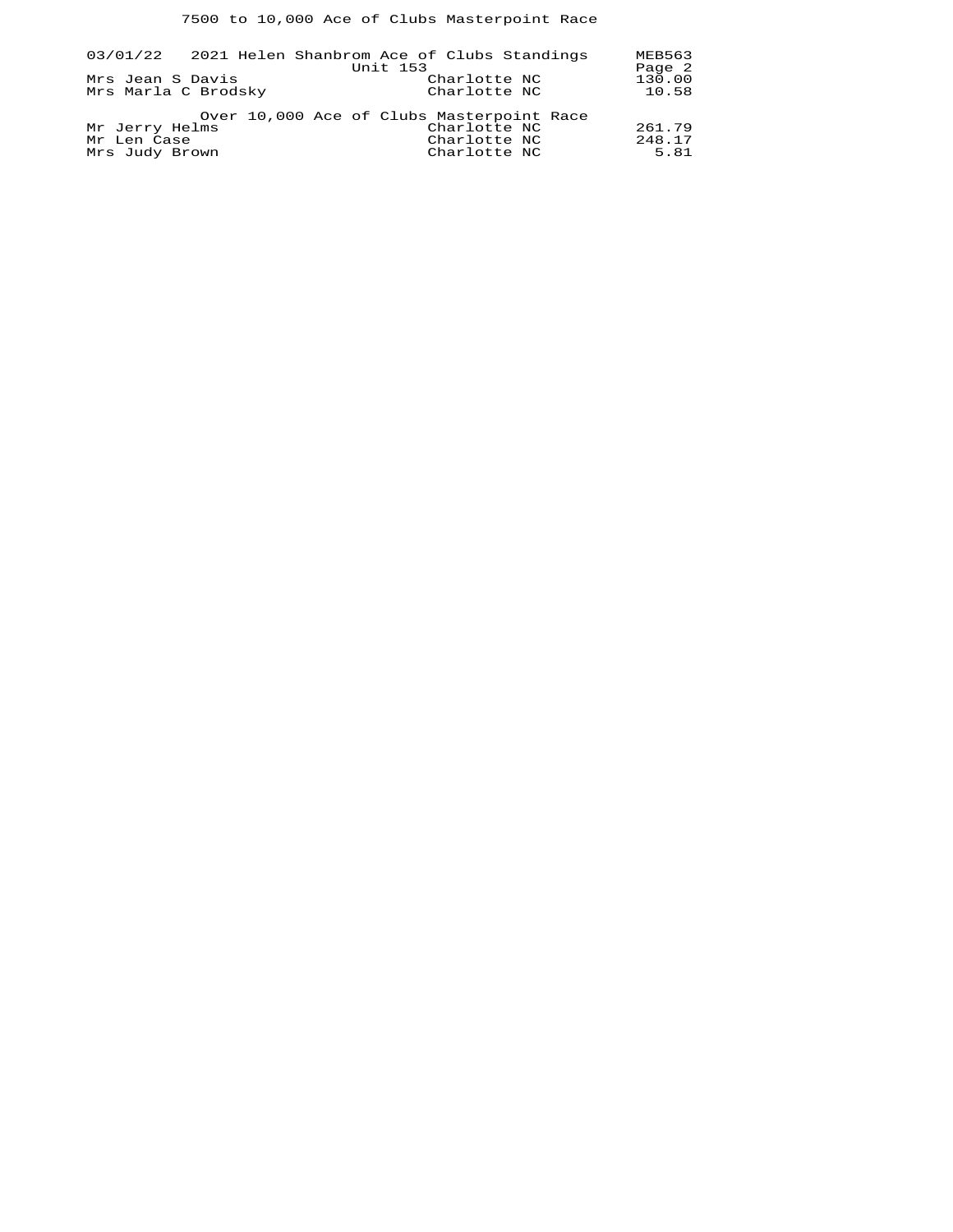7500 to 10,000 Ace of Clubs Masterpoint Race

| | | |
|---|---|---|
| Mrs Jean S Davis | Charlotte NC | 130.00 |
| Mrs Marla C Brodsky | Charlotte NC | 10.58 |

Over 10,000 Ace of Clubs Masterpoint Race

| | | |
|---|---|---|
| Mr Jerry Helms | Charlotte NC | 261.79 |
| Mr Len Case | Charlotte NC | 248.17 |
| Mrs Judy Brown | Charlotte NC | 5.81 |